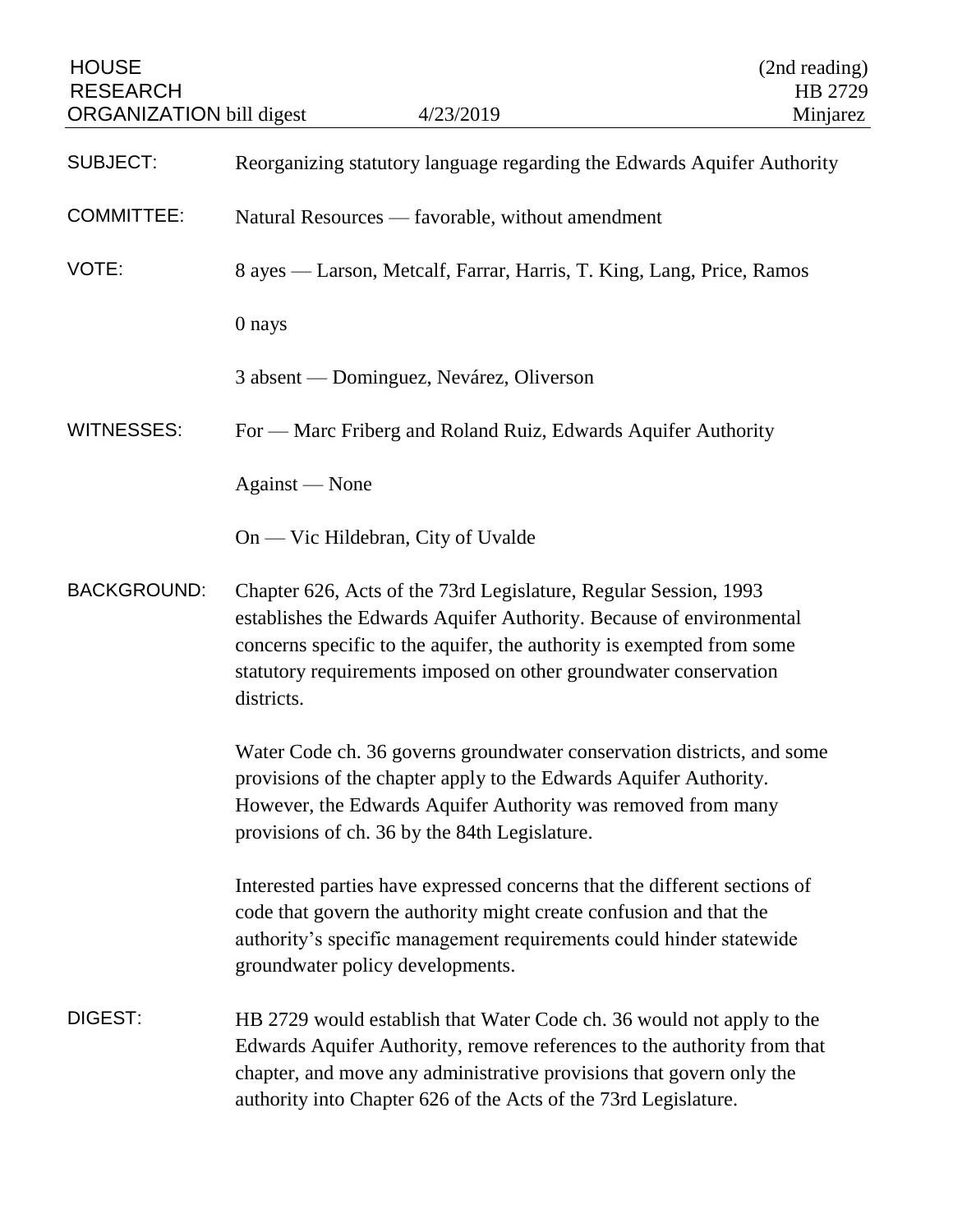HOUSE RESEARCH ORGANIZATION bill digest — 4/23/2019 — (2nd reading) HB 2729 — Minjarez

| | |
|---|---|
| SUBJECT: | Reorganizing statutory language regarding the Edwards Aquifer Authority |
| COMMITTEE: | Natural Resources — favorable, without amendment |
| VOTE: | 8 ayes — Larson, Metcalf, Farrar, Harris, T. King, Lang, Price, Ramos<br><br>0 nays<br><br>3 absent — Dominguez, Nevárez, Oliverson |
| WITNESSES: | For — Marc Friberg and Roland Ruiz, Edwards Aquifer Authority<br><br>Against — None<br><br>On — Vic Hildebran, City of Uvalde |

BACKGROUND: Chapter 626, Acts of the 73rd Legislature, Regular Session, 1993 establishes the Edwards Aquifer Authority. Because of environmental concerns specific to the aquifer, the authority is exempted from some statutory requirements imposed on other groundwater conservation districts.

Water Code ch. 36 governs groundwater conservation districts, and some provisions of the chapter apply to the Edwards Aquifer Authority. However, the Edwards Aquifer Authority was removed from many provisions of ch. 36 by the 84th Legislature.

Interested parties have expressed concerns that the different sections of code that govern the authority might create confusion and that the authority's specific management requirements could hinder statewide groundwater policy developments.

DIGEST: HB 2729 would establish that Water Code ch. 36 would not apply to the Edwards Aquifer Authority, remove references to the authority from that chapter, and move any administrative provisions that govern only the authority into Chapter 626 of the Acts of the 73rd Legislature.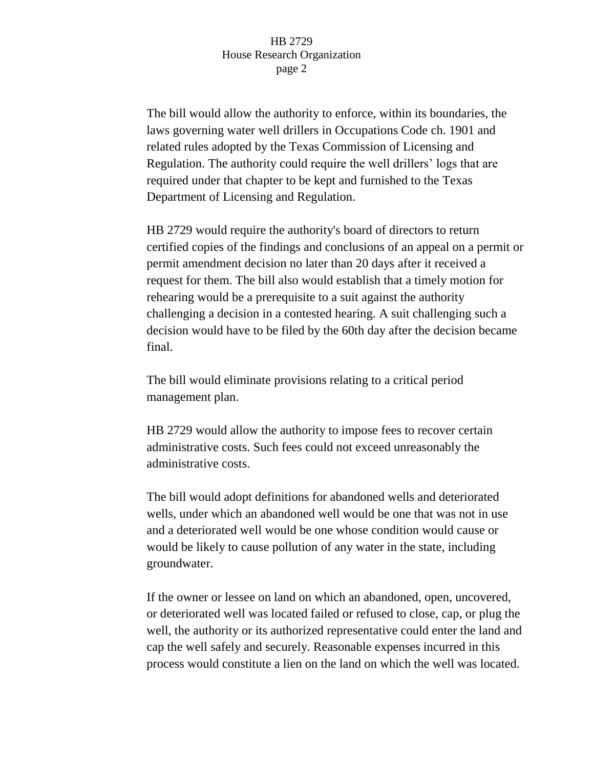The bill would allow the authority to enforce, within its boundaries, the laws governing water well drillers in Occupations Code ch. 1901 and related rules adopted by the Texas Commission of Licensing and Regulation. The authority could require the well drillers' logs that are required under that chapter to be kept and furnished to the Texas Department of Licensing and Regulation.

HB 2729 would require the authority's board of directors to return certified copies of the findings and conclusions of an appeal on a permit or permit amendment decision no later than 20 days after it received a request for them. The bill also would establish that a timely motion for rehearing would be a prerequisite to a suit against the authority challenging a decision in a contested hearing. A suit challenging such a decision would have to be filed by the 60th day after the decision became final.

The bill would eliminate provisions relating to a critical period management plan.

HB 2729 would allow the authority to impose fees to recover certain administrative costs. Such fees could not exceed unreasonably the administrative costs.

The bill would adopt definitions for abandoned wells and deteriorated wells, under which an abandoned well would be one that was not in use and a deteriorated well would be one whose condition would cause or would be likely to cause pollution of any water in the state, including groundwater.

If the owner or lessee on land on which an abandoned, open, uncovered, or deteriorated well was located failed or refused to close, cap, or plug the well, the authority or its authorized representative could enter the land and cap the well safely and securely. Reasonable expenses incurred in this process would constitute a lien on the land on which the well was located.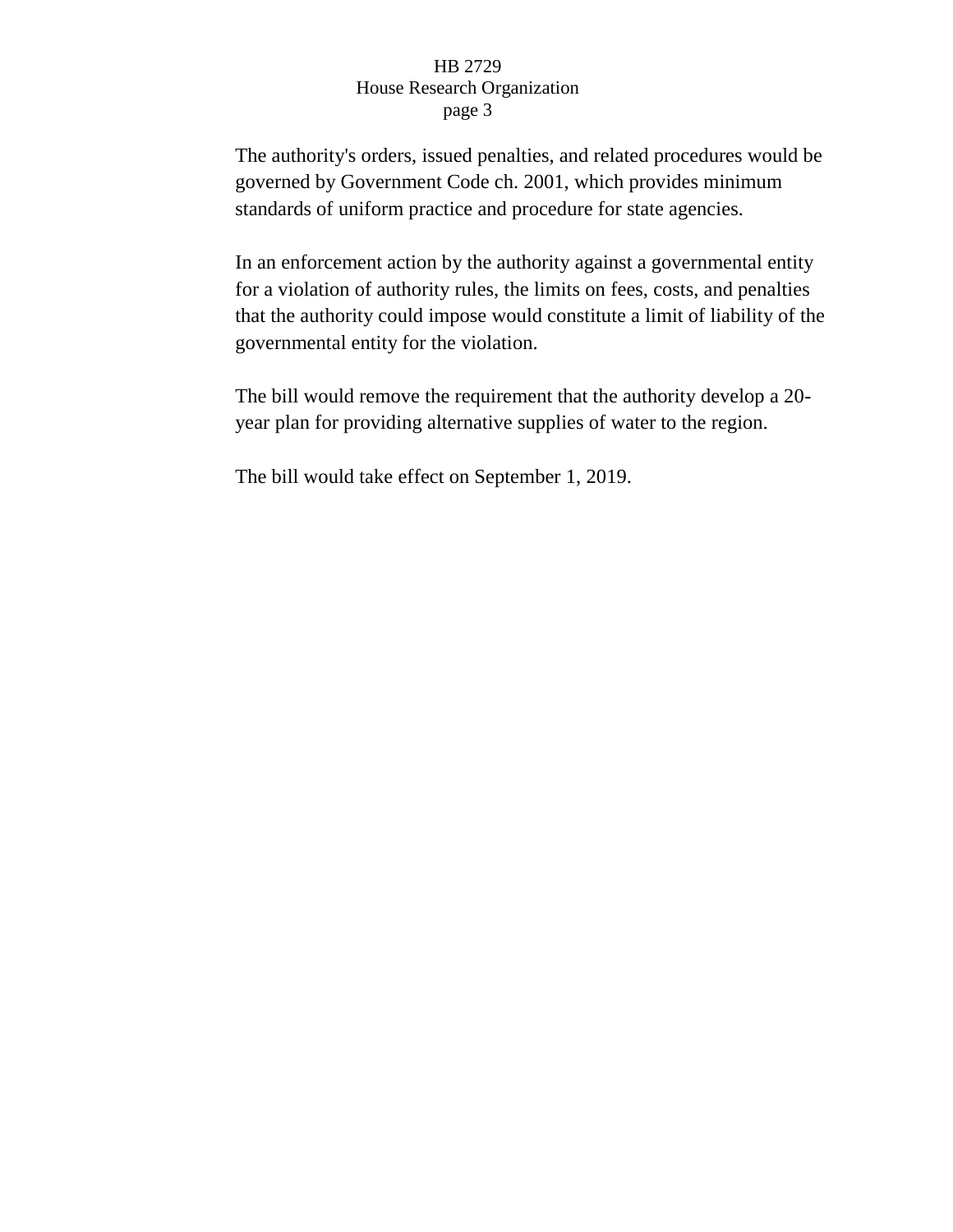The authority's orders, issued penalties, and related procedures would be governed by Government Code ch. 2001, which provides minimum standards of uniform practice and procedure for state agencies.

In an enforcement action by the authority against a governmental entity for a violation of authority rules, the limits on fees, costs, and penalties that the authority could impose would constitute a limit of liability of the governmental entity for the violation.

The bill would remove the requirement that the authority develop a 20-year plan for providing alternative supplies of water to the region.

The bill would take effect on September 1, 2019.